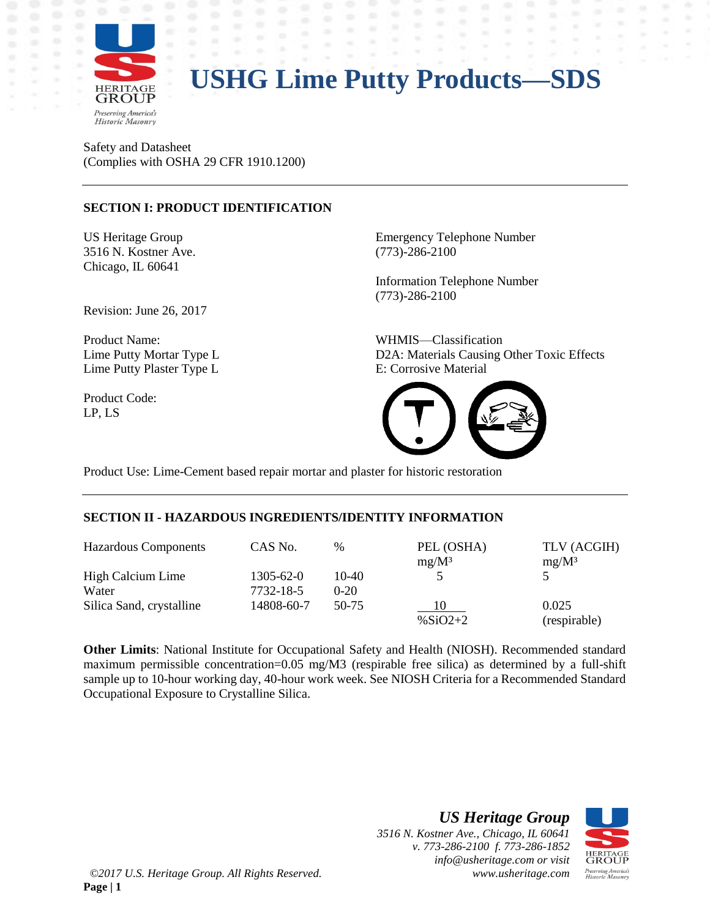# USHG Lime Putty Products—SDS

Safety and Datasheet
(Complies with OSHA 29 CFR 1910.1200)

---

## SECTION I: PRODUCT IDENTIFICATION

US Heritage Group
3516 N. Kostner Ave.
Chicago, IL 60641

Emergency Telephone Number
(773)-286-2100

Information Telephone Number
(773)-286-2100

Revision: June 26, 2017

Product Name:
Lime Putty Mortar Type L
Lime Putty Plaster Type L

WHMIS—Classification
D2A: Materials Causing Other Toxic Effects
E: Corrosive Material

Product Code:
LP, LS

Product Use: Lime-Cement based repair mortar and plaster for historic restoration

---

## SECTION II - HAZARDOUS INGREDIENTS/IDENTITY INFORMATION

| Hazardous Components | CAS No. | % | PEL (OSHA) mg/M³ | TLV (ACGIH) mg/M³ |
|---|---|---|---|---|
| High Calcium Lime | 1305-62-0 | 10-40 | 5 | 5 |
| Water | 7732-18-5 | 0-20 | | |
| Silica Sand, crystalline | 14808-60-7 | 50-75 | $\frac{10}{\%SiO_2+2}$ | 0.025 (respirable) |

**Other Limits**: National Institute for Occupational Safety and Health (NIOSH). Recommended standard maximum permissible concentration=0.05 mg/M3 (respirable free silica) as determined by a full-shift sample up to 10-hour working day, 40-hour work week. See NIOSH Criteria for a Recommended Standard Occupational Exposure to Crystalline Silica.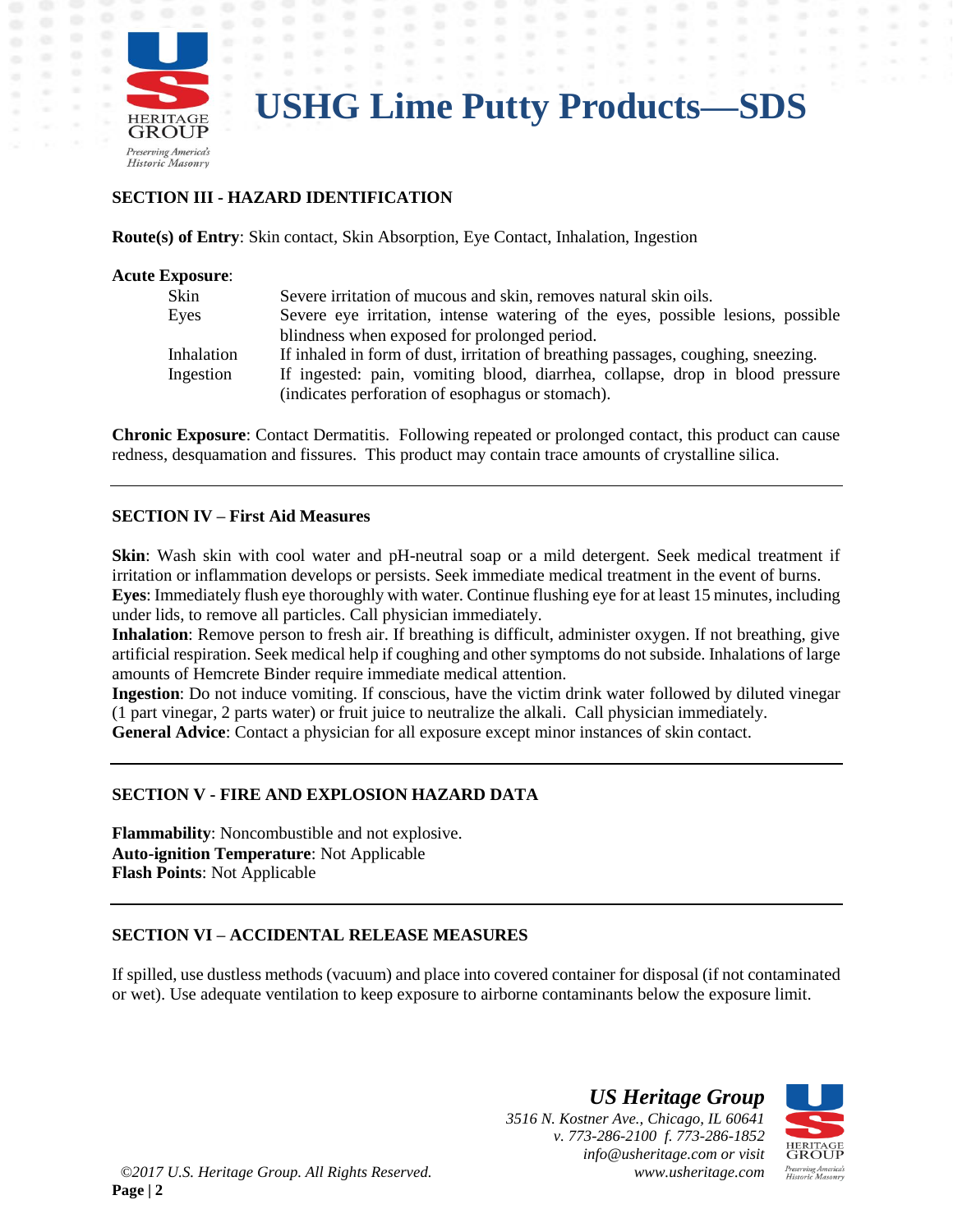## SECTION III - HAZARD IDENTIFICATION

**Route(s) of Entry**: Skin contact, Skin Absorption, Eye Contact, Inhalation, Ingestion

**Acute Exposure**:

| | |
|---|---|
| Skin | Severe irritation of mucous and skin, removes natural skin oils. |
| Eyes | Severe eye irritation, intense watering of the eyes, possible lesions, possible blindness when exposed for prolonged period. |
| Inhalation | If inhaled in form of dust, irritation of breathing passages, coughing, sneezing. |
| Ingestion | If ingested: pain, vomiting blood, diarrhea, collapse, drop in blood pressure (indicates perforation of esophagus or stomach). |

**Chronic Exposure**: Contact Dermatitis. Following repeated or prolonged contact, this product can cause redness, desquamation and fissures. This product may contain trace amounts of crystalline silica.

---

## SECTION IV – First Aid Measures

**Skin**: Wash skin with cool water and pH-neutral soap or a mild detergent. Seek medical treatment if irritation or inflammation develops or persists. Seek immediate medical treatment in the event of burns.
**Eyes**: Immediately flush eye thoroughly with water. Continue flushing eye for at least 15 minutes, including under lids, to remove all particles. Call physician immediately.
**Inhalation**: Remove person to fresh air. If breathing is difficult, administer oxygen. If not breathing, give artificial respiration. Seek medical help if coughing and other symptoms do not subside. Inhalations of large amounts of Hemcrete Binder require immediate medical attention.
**Ingestion**: Do not induce vomiting. If conscious, have the victim drink water followed by diluted vinegar (1 part vinegar, 2 parts water) or fruit juice to neutralize the alkali. Call physician immediately.
**General Advice**: Contact a physician for all exposure except minor instances of skin contact.

---

## SECTION V - FIRE AND EXPLOSION HAZARD DATA

**Flammability**: Noncombustible and not explosive.
**Auto-ignition Temperature**: Not Applicable
**Flash Points**: Not Applicable

---

## SECTION VI – ACCIDENTAL RELEASE MEASURES

If spilled, use dustless methods (vacuum) and place into covered container for disposal (if not contaminated or wet). Use adequate ventilation to keep exposure to airborne contaminants below the exposure limit.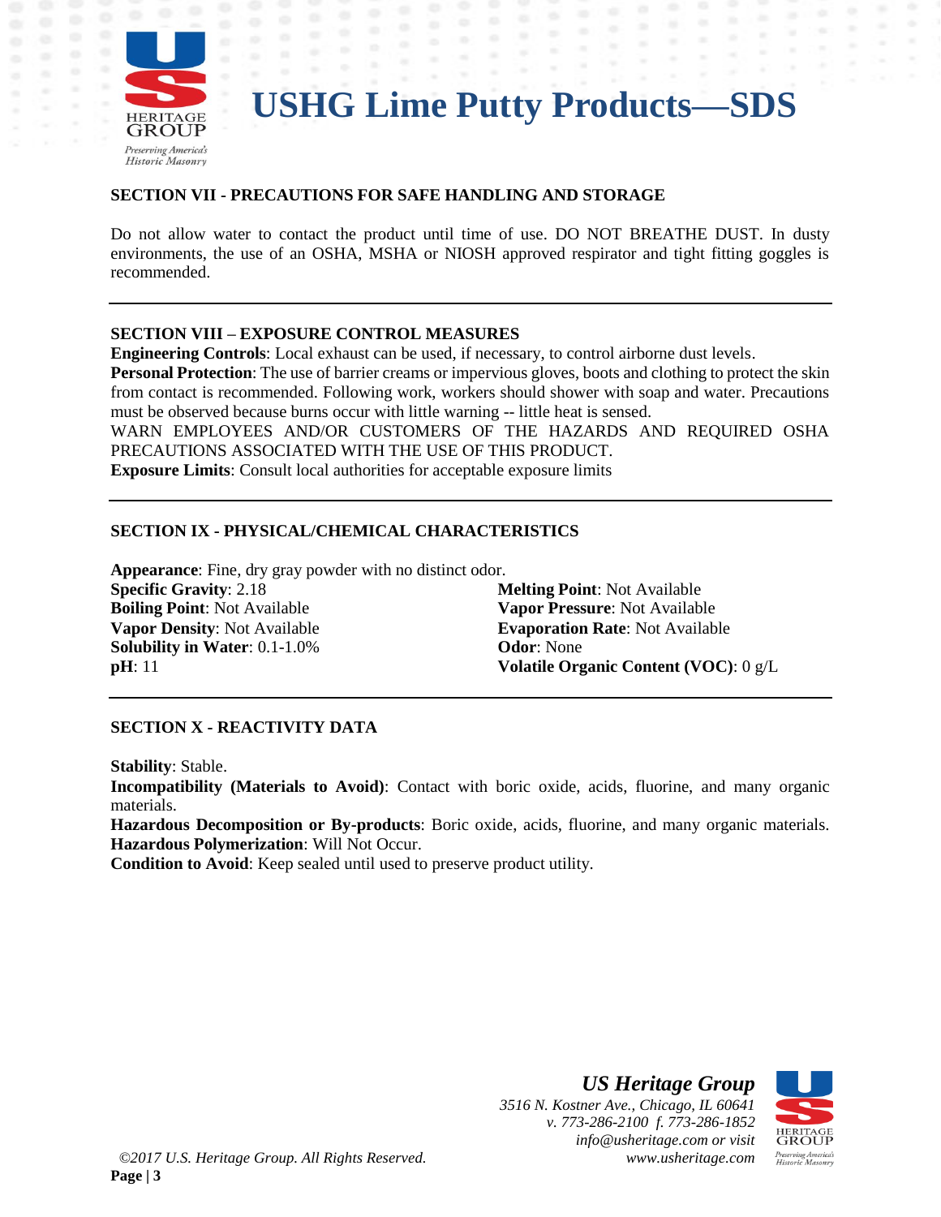## SECTION VII - PRECAUTIONS FOR SAFE HANDLING AND STORAGE

Do not allow water to contact the product until time of use. DO NOT BREATHE DUST. In dusty environments, the use of an OSHA, MSHA or NIOSH approved respirator and tight fitting goggles is recommended.

---

## SECTION VIII – EXPOSURE CONTROL MEASURES

**Engineering Controls**: Local exhaust can be used, if necessary, to control airborne dust levels.

**Personal Protection**: The use of barrier creams or impervious gloves, boots and clothing to protect the skin from contact is recommended. Following work, workers should shower with soap and water. Precautions must be observed because burns occur with little warning -- little heat is sensed.

WARN EMPLOYEES AND/OR CUSTOMERS OF THE HAZARDS AND REQUIRED OSHA PRECAUTIONS ASSOCIATED WITH THE USE OF THIS PRODUCT.

**Exposure Limits**: Consult local authorities for acceptable exposure limits

---

## SECTION IX - PHYSICAL/CHEMICAL CHARACTERISTICS

**Appearance**: Fine, dry gray powder with no distinct odor.

**Specific Gravity**: 2.18

**Boiling Point**: Not Available

**Vapor Density**: Not Available

**Solubility in Water**: 0.1-1.0%

**pH**: 11

**Melting Point**: Not Available

**Vapor Pressure**: Not Available

**Evaporation Rate**: Not Available

**Odor**: None

**Volatile Organic Content (VOC)**: 0 g/L

---

## SECTION X - REACTIVITY DATA

**Stability**: Stable.

**Incompatibility (Materials to Avoid)**: Contact with boric oxide, acids, fluorine, and many organic materials.

**Hazardous Decomposition or By-products**: Boric oxide, acids, fluorine, and many organic materials.

**Hazardous Polymerization**: Will Not Occur.

**Condition to Avoid**: Keep sealed until used to preserve product utility.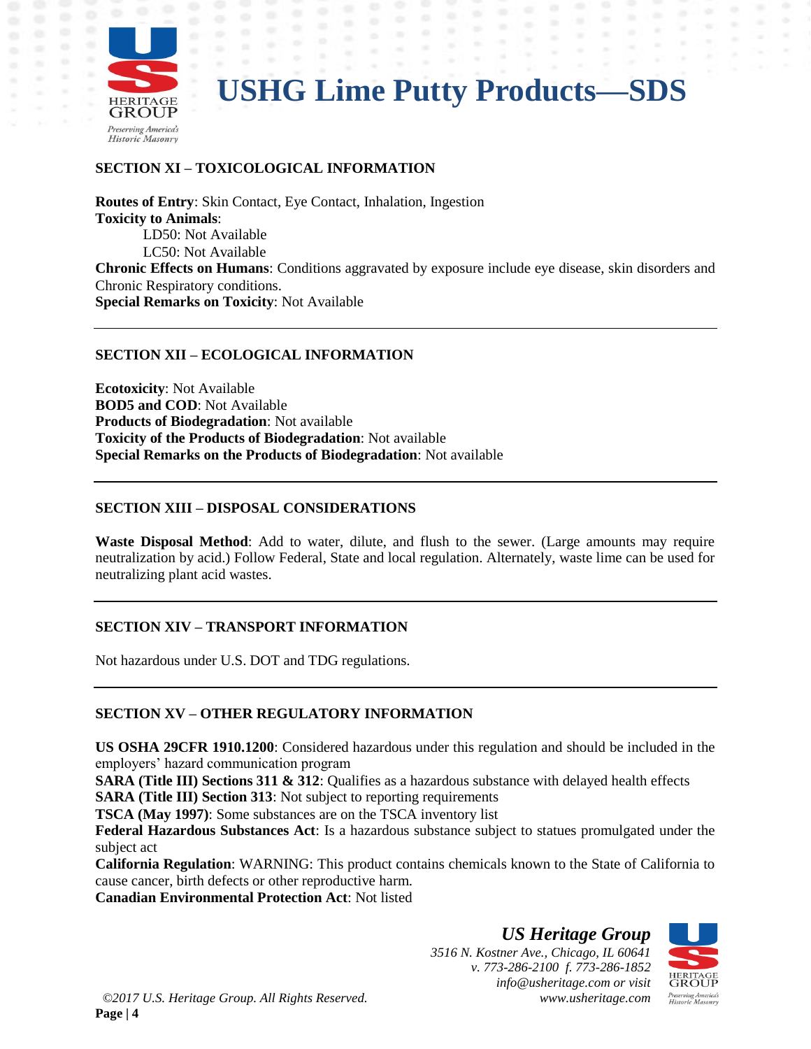## SECTION XI – TOXICOLOGICAL INFORMATION

**Routes of Entry**: Skin Contact, Eye Contact, Inhalation, Ingestion
**Toxicity to Animals**:
LD50: Not Available
LC50: Not Available
**Chronic Effects on Humans**: Conditions aggravated by exposure include eye disease, skin disorders and Chronic Respiratory conditions.
**Special Remarks on Toxicity**: Not Available

## SECTION XII – ECOLOGICAL INFORMATION

**Ecotoxicity**: Not Available
**BOD5 and COD**: Not Available
**Products of Biodegradation**: Not available
**Toxicity of the Products of Biodegradation**: Not available
**Special Remarks on the Products of Biodegradation**: Not available

## SECTION XIII – DISPOSAL CONSIDERATIONS

**Waste Disposal Method**: Add to water, dilute, and flush to the sewer. (Large amounts may require neutralization by acid.) Follow Federal, State and local regulation. Alternately, waste lime can be used for neutralizing plant acid wastes.

## SECTION XIV – TRANSPORT INFORMATION

Not hazardous under U.S. DOT and TDG regulations.

## SECTION XV – OTHER REGULATORY INFORMATION

**US OSHA 29CFR 1910.1200**: Considered hazardous under this regulation and should be included in the employers' hazard communication program
**SARA (Title III) Sections 311 & 312**: Qualifies as a hazardous substance with delayed health effects
**SARA (Title III) Section 313**: Not subject to reporting requirements
**TSCA (May 1997)**: Some substances are on the TSCA inventory list
**Federal Hazardous Substances Act**: Is a hazardous substance subject to statues promulgated under the subject act
**California Regulation**: WARNING: This product contains chemicals known to the State of California to cause cancer, birth defects or other reproductive harm.
**Canadian Environmental Protection Act**: Not listed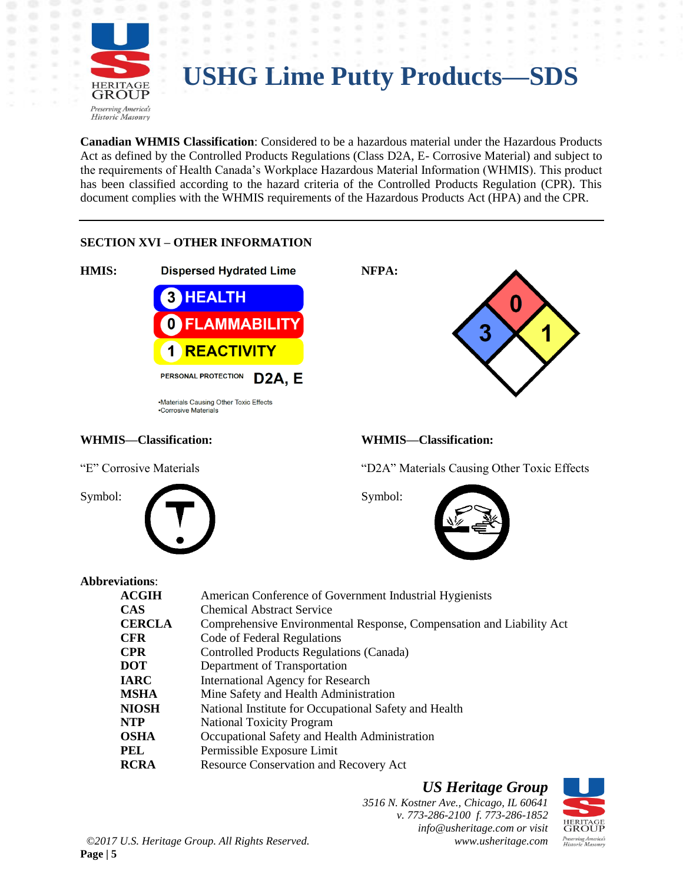# USHG Lime Putty Products—SDS

**Canadian WHMIS Classification**: Considered to be a hazardous material under the Hazardous Products Act as defined by the Controlled Products Regulations (Class D2A, E- Corrosive Material) and subject to the requirements of Health Canada's Workplace Hazardous Material Information (WHMIS). This product has been classified according to the hazard criteria of the Controlled Products Regulation (CPR). This document complies with the WHMIS requirements of the Hazardous Products Act (HPA) and the CPR.

---

## SECTION XVI – OTHER INFORMATION

**HMIS:**

Dispersed Hydrated Lime

| | |
|---|---|
| 3 | HEALTH |
| 0 | FLAMMABILITY |
| 1 | REACTIVITY |
| PERSONAL PROTECTION | D2A, E |

•Materials Causing Other Toxic Effects
•Corrosive Materials

**NFPA:**

Health: 3, Flammability: 0, Reactivity: 1

**WHMIS—Classification:**

"E" Corrosive Materials

Symbol:

**WHMIS—Classification:**

"D2A" Materials Causing Other Toxic Effects

Symbol:

**Abbreviations**:

| | |
|---|---|
| **ACGIH** | American Conference of Government Industrial Hygienists |
| **CAS** | Chemical Abstract Service |
| **CERCLA** | Comprehensive Environmental Response, Compensation and Liability Act |
| **CFR** | Code of Federal Regulations |
| **CPR** | Controlled Products Regulations (Canada) |
| **DOT** | Department of Transportation |
| **IARC** | International Agency for Research |
| **MSHA** | Mine Safety and Health Administration |
| **NIOSH** | National Institute for Occupational Safety and Health |
| **NTP** | National Toxicity Program |
| **OSHA** | Occupational Safety and Health Administration |
| **PEL** | Permissible Exposure Limit |
| **RCRA** | Resource Conservation and Recovery Act |

***US Heritage Group***
*3516 N. Kostner Ave., Chicago, IL 60641*
*v. 773-286-2100 f. 773-286-1852*
*info@usheritage.com or visit*
*www.usheritage.com*

*©2017 U.S. Heritage Group. All Rights Reserved.*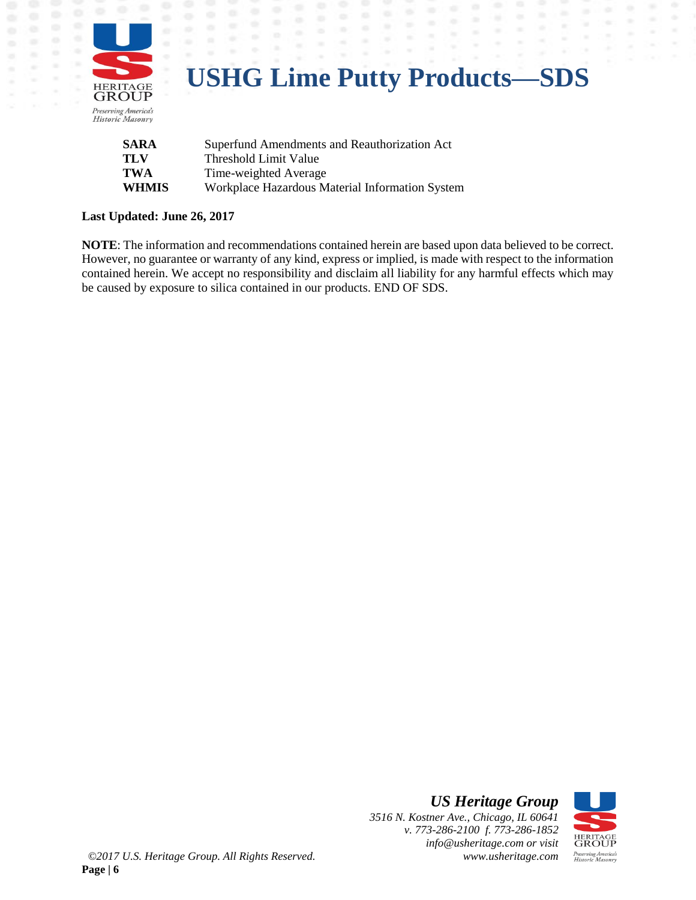| | |
|---|---|
| **SARA** | Superfund Amendments and Reauthorization Act |
| **TLV** | Threshold Limit Value |
| **TWA** | Time-weighted Average |
| **WHMIS** | Workplace Hazardous Material Information System |

**Last Updated: June 26, 2017**

**NOTE**: The information and recommendations contained herein are based upon data believed to be correct. However, no guarantee or warranty of any kind, express or implied, is made with respect to the information contained herein. We accept no responsibility and disclaim all liability for any harmful effects which may be caused by exposure to silica contained in our products. END OF SDS.